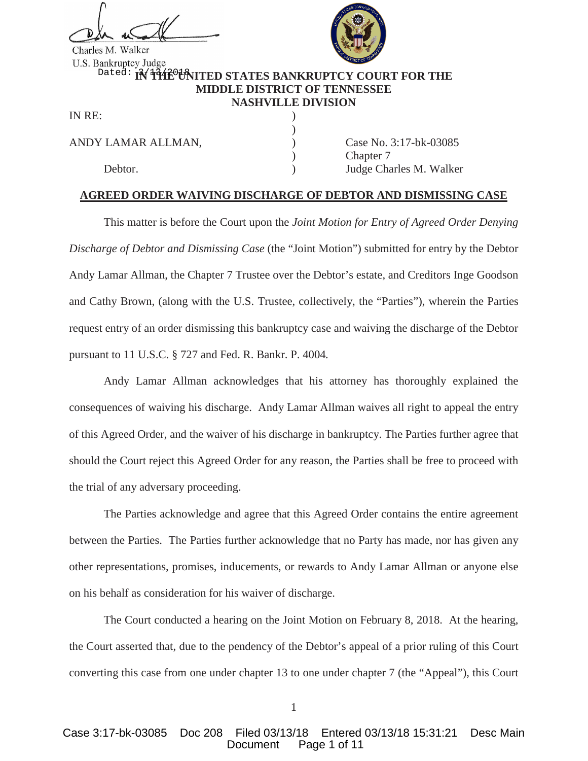Charles M. Walker
U.S. Bankruptcy Judge
Dated: 3/13/2018

**IN THE UNITED STATES BANKRUPTCY COURT FOR THE MIDDLE DISTRICT OF TENNESSEE NASHVILLE DIVISION**

| | | |
|---|---|---|
| IN RE: | ) | |
| | ) | |
| ANDY LAMAR ALLMAN, | ) | Case No. 3:17-bk-03085 |
| | ) | Chapter 7 |
| Debtor. | ) | Judge Charles M. Walker |

**AGREED ORDER WAIVING DISCHARGE OF DEBTOR AND DISMISSING CASE**

This matter is before the Court upon the *Joint Motion for Entry of Agreed Order Denying Discharge of Debtor and Dismissing Case* (the "Joint Motion") submitted for entry by the Debtor Andy Lamar Allman, the Chapter 7 Trustee over the Debtor's estate, and Creditors Inge Goodson and Cathy Brown, (along with the U.S. Trustee, collectively, the "Parties"), wherein the Parties request entry of an order dismissing this bankruptcy case and waiving the discharge of the Debtor pursuant to 11 U.S.C. § 727 and Fed. R. Bankr. P. 4004.

Andy Lamar Allman acknowledges that his attorney has thoroughly explained the consequences of waiving his discharge. Andy Lamar Allman waives all right to appeal the entry of this Agreed Order, and the waiver of his discharge in bankruptcy. The Parties further agree that should the Court reject this Agreed Order for any reason, the Parties shall be free to proceed with the trial of any adversary proceeding.

The Parties acknowledge and agree that this Agreed Order contains the entire agreement between the Parties. The Parties further acknowledge that no Party has made, nor has given any other representations, promises, inducements, or rewards to Andy Lamar Allman or anyone else on his behalf as consideration for his waiver of discharge.

The Court conducted a hearing on the Joint Motion on February 8, 2018. At the hearing, the Court asserted that, due to the pendency of the Debtor's appeal of a prior ruling of this Court converting this case from one under chapter 13 to one under chapter 7 (the "Appeal"), this Court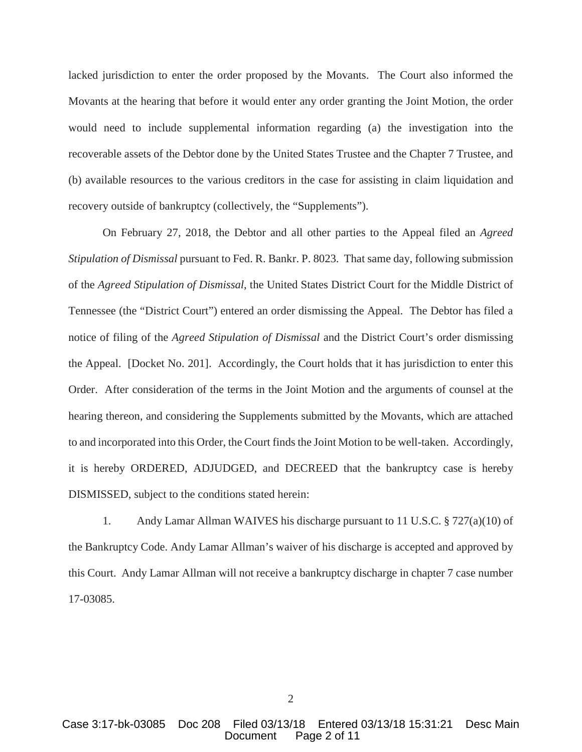lacked jurisdiction to enter the order proposed by the Movants. The Court also informed the Movants at the hearing that before it would enter any order granting the Joint Motion, the order would need to include supplemental information regarding (a) the investigation into the recoverable assets of the Debtor done by the United States Trustee and the Chapter 7 Trustee, and (b) available resources to the various creditors in the case for assisting in claim liquidation and recovery outside of bankruptcy (collectively, the "Supplements").

On February 27, 2018, the Debtor and all other parties to the Appeal filed an *Agreed Stipulation of Dismissal* pursuant to Fed. R. Bankr. P. 8023. That same day, following submission of the *Agreed Stipulation of Dismissal*, the United States District Court for the Middle District of Tennessee (the "District Court") entered an order dismissing the Appeal. The Debtor has filed a notice of filing of the *Agreed Stipulation of Dismissal* and the District Court's order dismissing the Appeal. [Docket No. 201]. Accordingly, the Court holds that it has jurisdiction to enter this Order. After consideration of the terms in the Joint Motion and the arguments of counsel at the hearing thereon, and considering the Supplements submitted by the Movants, which are attached to and incorporated into this Order, the Court finds the Joint Motion to be well-taken. Accordingly, it is hereby ORDERED, ADJUDGED, and DECREED that the bankruptcy case is hereby DISMISSED, subject to the conditions stated herein:

1. Andy Lamar Allman WAIVES his discharge pursuant to 11 U.S.C. § 727(a)(10) of the Bankruptcy Code. Andy Lamar Allman's waiver of his discharge is accepted and approved by this Court. Andy Lamar Allman will not receive a bankruptcy discharge in chapter 7 case number 17-03085.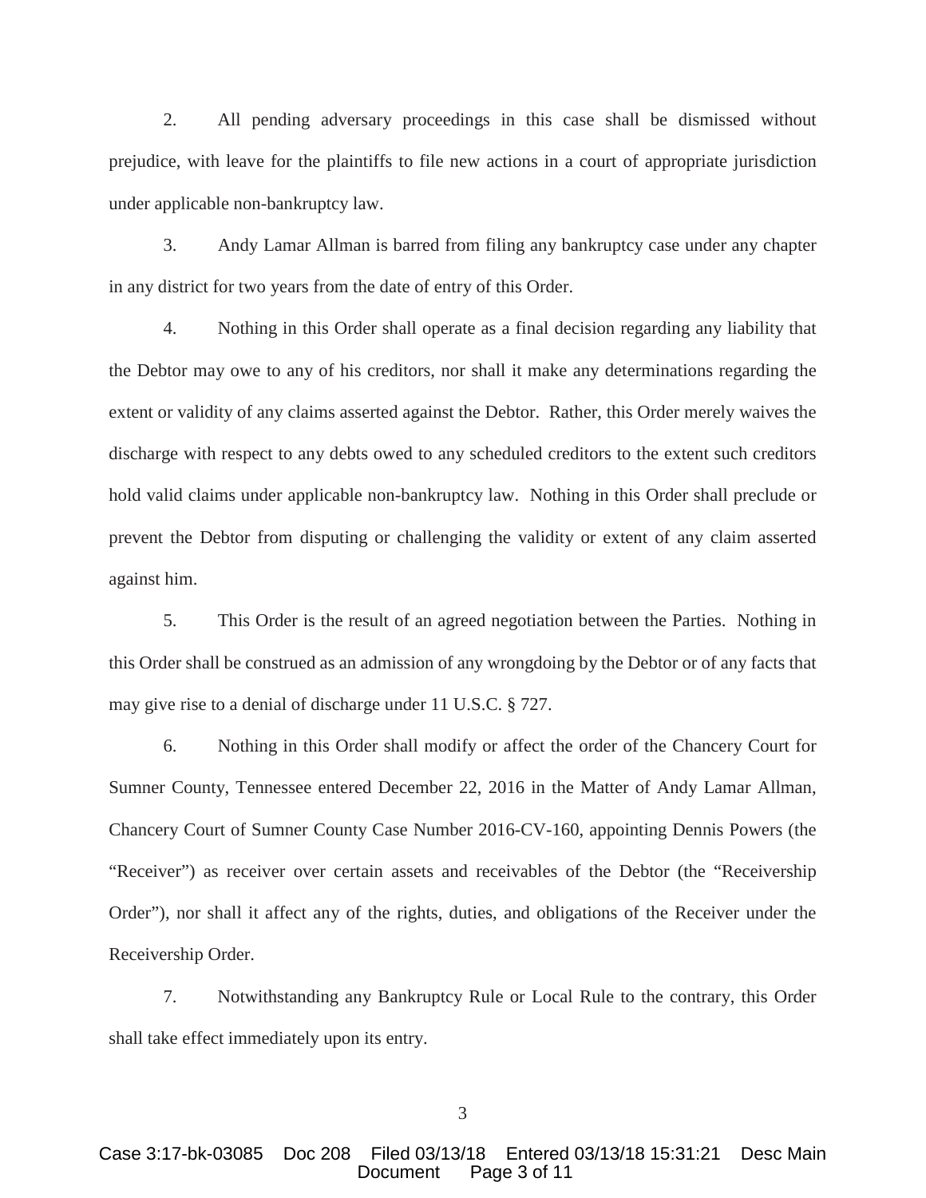2. All pending adversary proceedings in this case shall be dismissed without prejudice, with leave for the plaintiffs to file new actions in a court of appropriate jurisdiction under applicable non-bankruptcy law.

3. Andy Lamar Allman is barred from filing any bankruptcy case under any chapter in any district for two years from the date of entry of this Order.

4. Nothing in this Order shall operate as a final decision regarding any liability that the Debtor may owe to any of his creditors, nor shall it make any determinations regarding the extent or validity of any claims asserted against the Debtor. Rather, this Order merely waives the discharge with respect to any debts owed to any scheduled creditors to the extent such creditors hold valid claims under applicable non-bankruptcy law. Nothing in this Order shall preclude or prevent the Debtor from disputing or challenging the validity or extent of any claim asserted against him.

5. This Order is the result of an agreed negotiation between the Parties. Nothing in this Order shall be construed as an admission of any wrongdoing by the Debtor or of any facts that may give rise to a denial of discharge under 11 U.S.C. § 727.

6. Nothing in this Order shall modify or affect the order of the Chancery Court for Sumner County, Tennessee entered December 22, 2016 in the Matter of Andy Lamar Allman, Chancery Court of Sumner County Case Number 2016-CV-160, appointing Dennis Powers (the "Receiver") as receiver over certain assets and receivables of the Debtor (the "Receivership Order"), nor shall it affect any of the rights, duties, and obligations of the Receiver under the Receivership Order.

7. Notwithstanding any Bankruptcy Rule or Local Rule to the contrary, this Order shall take effect immediately upon its entry.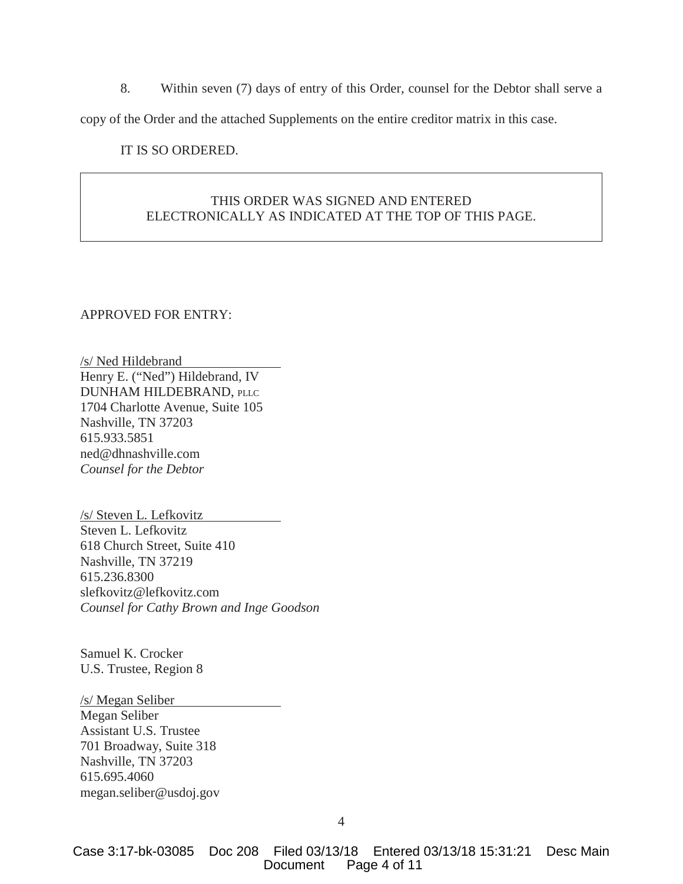8. Within seven (7) days of entry of this Order, counsel for the Debtor shall serve a copy of the Order and the attached Supplements on the entire creditor matrix in this case.

IT IS SO ORDERED.

THIS ORDER WAS SIGNED AND ENTERED ELECTRONICALLY AS INDICATED AT THE TOP OF THIS PAGE.

APPROVED FOR ENTRY:

/s/ Ned Hildebrand
Henry E. ("Ned") Hildebrand, IV
DUNHAM HILDEBRAND, PLLC
1704 Charlotte Avenue, Suite 105
Nashville, TN 37203
615.933.5851
ned@dhnashville.com
*Counsel for the Debtor*

/s/ Steven L. Lefkovitz
Steven L. Lefkovitz
618 Church Street, Suite 410
Nashville, TN 37219
615.236.8300
slefkovitz@lefkovitz.com
*Counsel for Cathy Brown and Inge Goodson*

Samuel K. Crocker
U.S. Trustee, Region 8

/s/ Megan Seliber
Megan Seliber
Assistant U.S. Trustee
701 Broadway, Suite 318
Nashville, TN 37203
615.695.4060
megan.seliber@usdoj.gov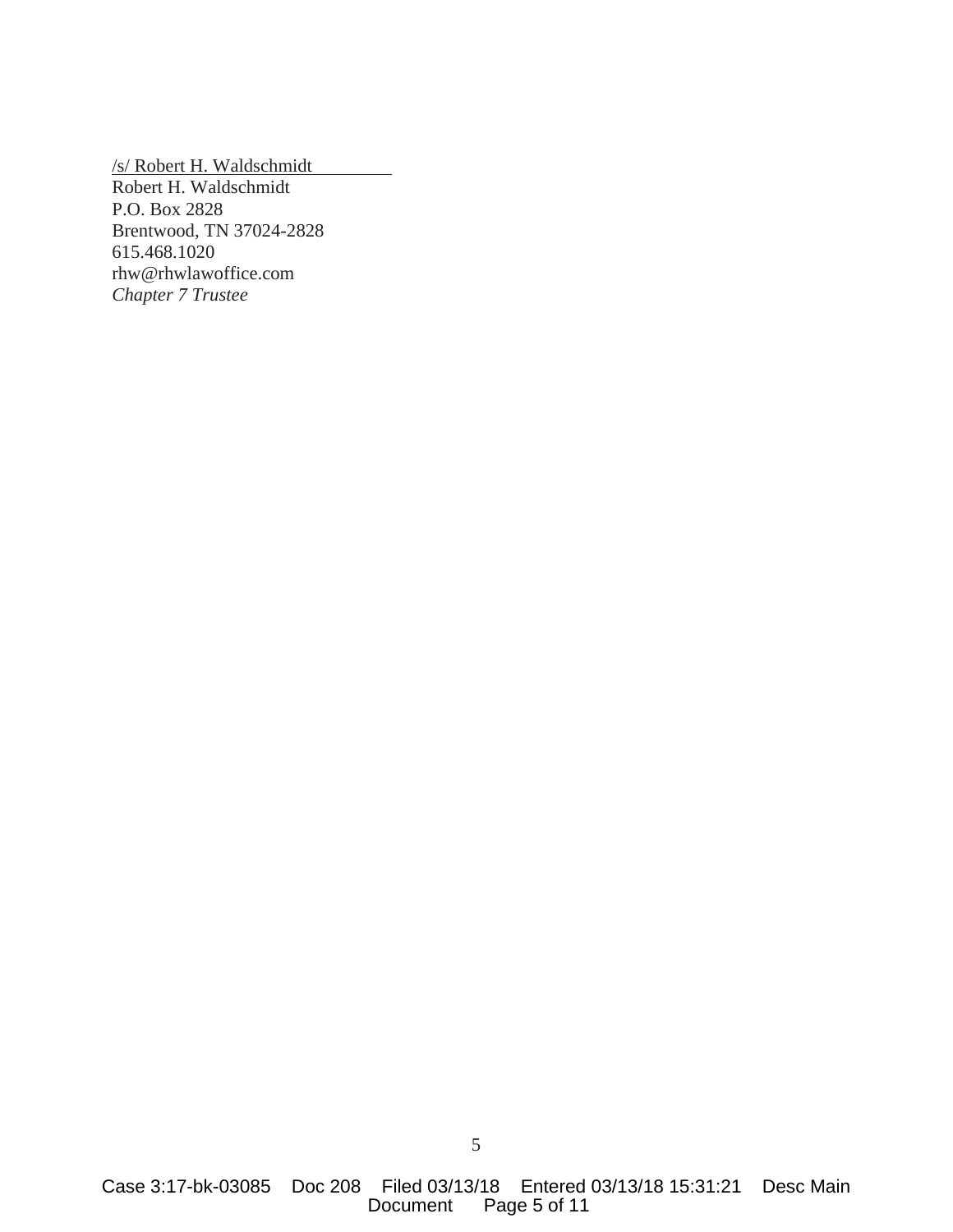/s/ Robert H. Waldschmidt
Robert H. Waldschmidt
P.O. Box 2828
Brentwood, TN 37024-2828
615.468.1020
rhw@rhwlawoffice.com
*Chapter 7 Trustee*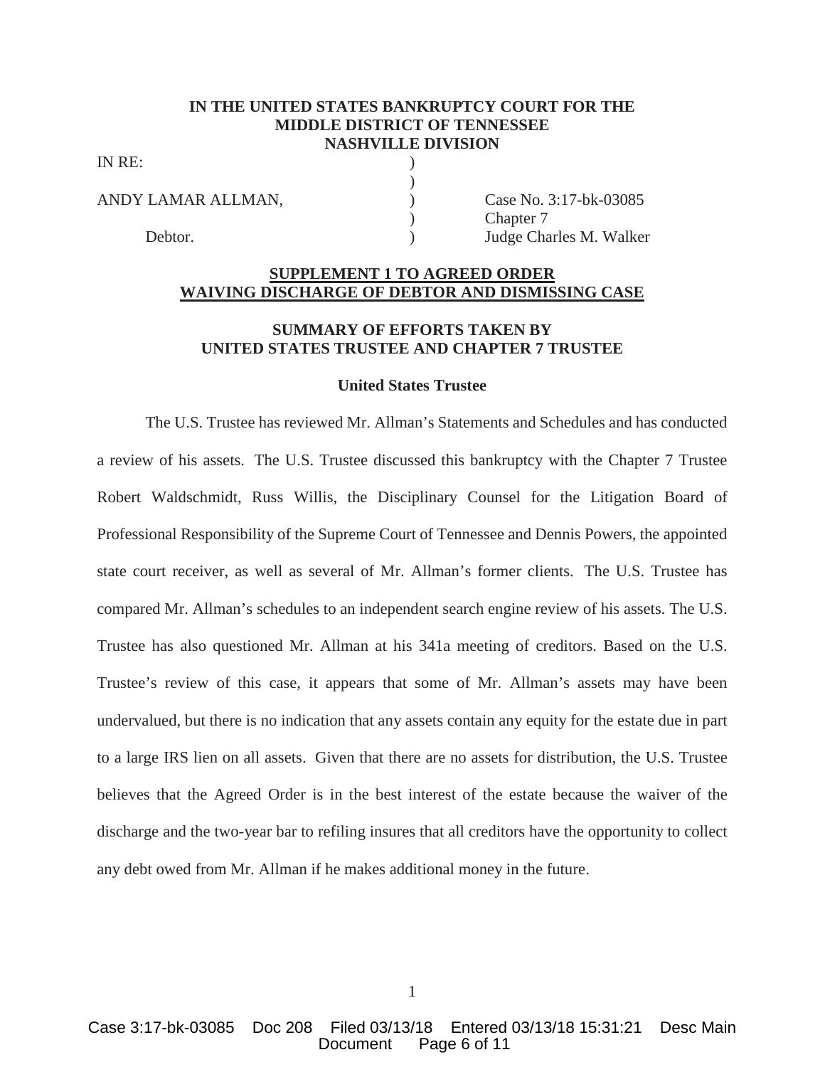**IN THE UNITED STATES BANKRUPTCY COURT FOR THE MIDDLE DISTRICT OF TENNESSEE NASHVILLE DIVISION**

| | | |
|---|---|---|
| IN RE: | ) | |
| | ) | |
| ANDY LAMAR ALLMAN, | ) | Case No. 3:17-bk-03085 |
| | ) | Chapter 7 |
| Debtor. | ) | Judge Charles M. Walker |

**SUPPLEMENT 1 TO AGREED ORDER WAIVING DISCHARGE OF DEBTOR AND DISMISSING CASE**

**SUMMARY OF EFFORTS TAKEN BY UNITED STATES TRUSTEE AND CHAPTER 7 TRUSTEE**

**United States Trustee**

The U.S. Trustee has reviewed Mr. Allman's Statements and Schedules and has conducted a review of his assets. The U.S. Trustee discussed this bankruptcy with the Chapter 7 Trustee Robert Waldschmidt, Russ Willis, the Disciplinary Counsel for the Litigation Board of Professional Responsibility of the Supreme Court of Tennessee and Dennis Powers, the appointed state court receiver, as well as several of Mr. Allman's former clients. The U.S. Trustee has compared Mr. Allman's schedules to an independent search engine review of his assets. The U.S. Trustee has also questioned Mr. Allman at his 341a meeting of creditors. Based on the U.S. Trustee's review of this case, it appears that some of Mr. Allman's assets may have been undervalued, but there is no indication that any assets contain any equity for the estate due in part to a large IRS lien on all assets. Given that there are no assets for distribution, the U.S. Trustee believes that the Agreed Order is in the best interest of the estate because the waiver of the discharge and the two-year bar to refiling insures that all creditors have the opportunity to collect any debt owed from Mr. Allman if he makes additional money in the future.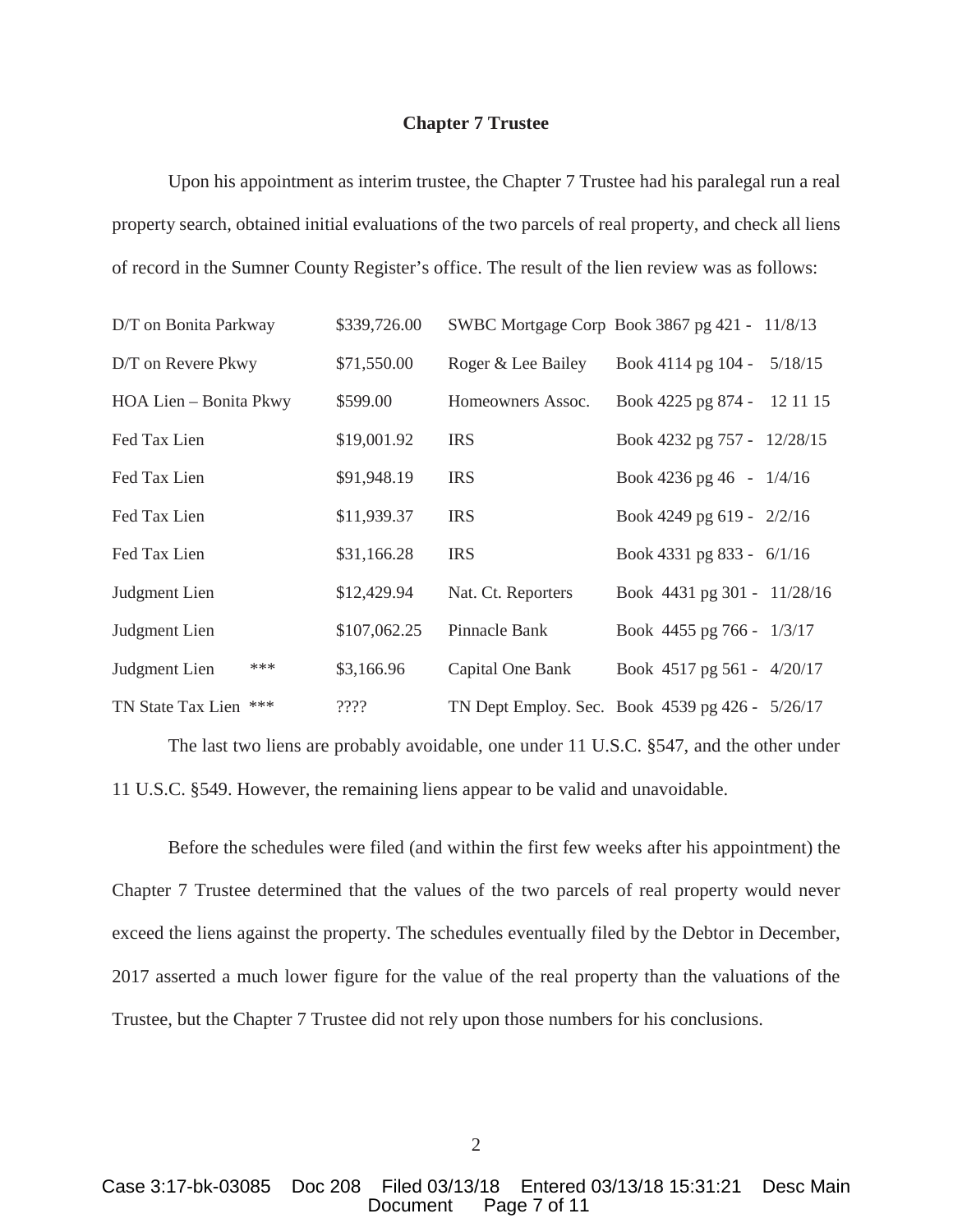**Chapter 7 Trustee**

Upon his appointment as interim trustee, the Chapter 7 Trustee had his paralegal run a real property search, obtained initial evaluations of the two parcels of real property, and check all liens of record in the Sumner County Register's office. The result of the lien review was as follows:

| | | | |
|---|---|---|---|
| D/T on Bonita Parkway | $339,726.00 | SWBC Mortgage Corp | Book 3867 pg 421 - 11/8/13 |
| D/T on Revere Pkwy | $71,550.00 | Roger & Lee Bailey | Book 4114 pg 104 - 5/18/15 |
| HOA Lien – Bonita Pkwy | $599.00 | Homeowners Assoc. | Book 4225 pg 874 - 12 11 15 |
| Fed Tax Lien | $19,001.92 | IRS | Book 4232 pg 757 - 12/28/15 |
| Fed Tax Lien | $91,948.19 | IRS | Book 4236 pg 46 - 1/4/16 |
| Fed Tax Lien | $11,939.37 | IRS | Book 4249 pg 619 - 2/2/16 |
| Fed Tax Lien | $31,166.28 | IRS | Book 4331 pg 833 - 6/1/16 |
| Judgment Lien | $12,429.94 | Nat. Ct. Reporters | Book 4431 pg 301 - 11/28/16 |
| Judgment Lien | $107,062.25 | Pinnacle Bank | Book 4455 pg 766 - 1/3/17 |
| Judgment Lien *** | $3,166.96 | Capital One Bank | Book 4517 pg 561 - 4/20/17 |
| TN State Tax Lien *** | ???? | TN Dept Employ. Sec. | Book 4539 pg 426 - 5/26/17 |

The last two liens are probably avoidable, one under 11 U.S.C. §547, and the other under 11 U.S.C. §549. However, the remaining liens appear to be valid and unavoidable.

Before the schedules were filed (and within the first few weeks after his appointment) the Chapter 7 Trustee determined that the values of the two parcels of real property would never exceed the liens against the property. The schedules eventually filed by the Debtor in December, 2017 asserted a much lower figure for the value of the real property than the valuations of the Trustee, but the Chapter 7 Trustee did not rely upon those numbers for his conclusions.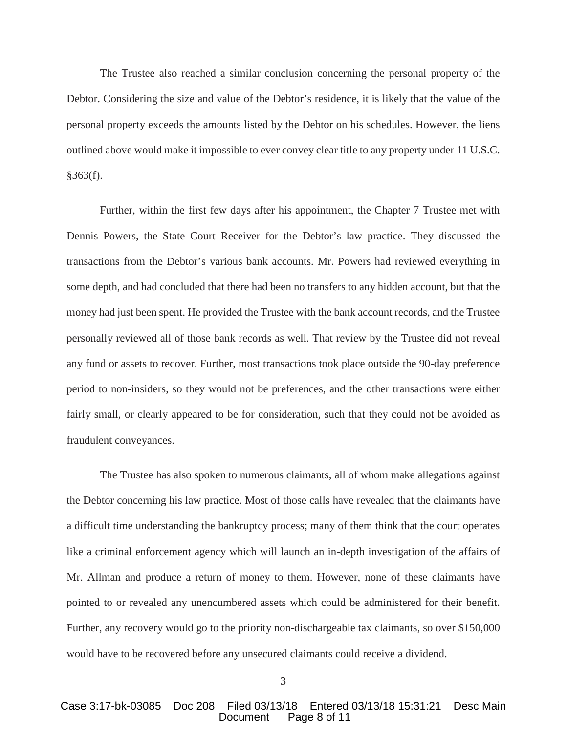The Trustee also reached a similar conclusion concerning the personal property of the Debtor. Considering the size and value of the Debtor's residence, it is likely that the value of the personal property exceeds the amounts listed by the Debtor on his schedules. However, the liens outlined above would make it impossible to ever convey clear title to any property under 11 U.S.C. §363(f).

Further, within the first few days after his appointment, the Chapter 7 Trustee met with Dennis Powers, the State Court Receiver for the Debtor's law practice. They discussed the transactions from the Debtor's various bank accounts. Mr. Powers had reviewed everything in some depth, and had concluded that there had been no transfers to any hidden account, but that the money had just been spent. He provided the Trustee with the bank account records, and the Trustee personally reviewed all of those bank records as well. That review by the Trustee did not reveal any fund or assets to recover. Further, most transactions took place outside the 90-day preference period to non-insiders, so they would not be preferences, and the other transactions were either fairly small, or clearly appeared to be for consideration, such that they could not be avoided as fraudulent conveyances.

The Trustee has also spoken to numerous claimants, all of whom make allegations against the Debtor concerning his law practice. Most of those calls have revealed that the claimants have a difficult time understanding the bankruptcy process; many of them think that the court operates like a criminal enforcement agency which will launch an in-depth investigation of the affairs of Mr. Allman and produce a return of money to them. However, none of these claimants have pointed to or revealed any unencumbered assets which could be administered for their benefit. Further, any recovery would go to the priority non-dischargeable tax claimants, so over $150,000 would have to be recovered before any unsecured claimants could receive a dividend.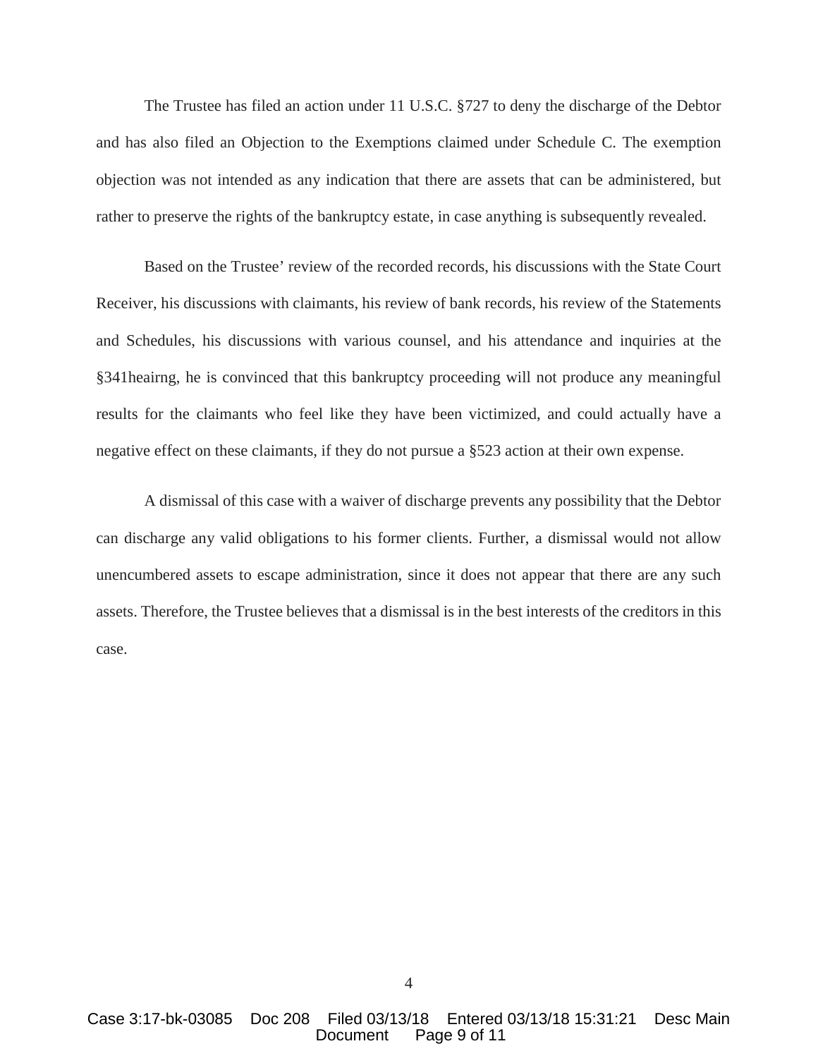The Trustee has filed an action under 11 U.S.C. §727 to deny the discharge of the Debtor and has also filed an Objection to the Exemptions claimed under Schedule C. The exemption objection was not intended as any indication that there are assets that can be administered, but rather to preserve the rights of the bankruptcy estate, in case anything is subsequently revealed.

Based on the Trustee' review of the recorded records, his discussions with the State Court Receiver, his discussions with claimants, his review of bank records, his review of the Statements and Schedules, his discussions with various counsel, and his attendance and inquiries at the §341heairng, he is convinced that this bankruptcy proceeding will not produce any meaningful results for the claimants who feel like they have been victimized, and could actually have a negative effect on these claimants, if they do not pursue a §523 action at their own expense.

A dismissal of this case with a waiver of discharge prevents any possibility that the Debtor can discharge any valid obligations to his former clients. Further, a dismissal would not allow unencumbered assets to escape administration, since it does not appear that there are any such assets. Therefore, the Trustee believes that a dismissal is in the best interests of the creditors in this case.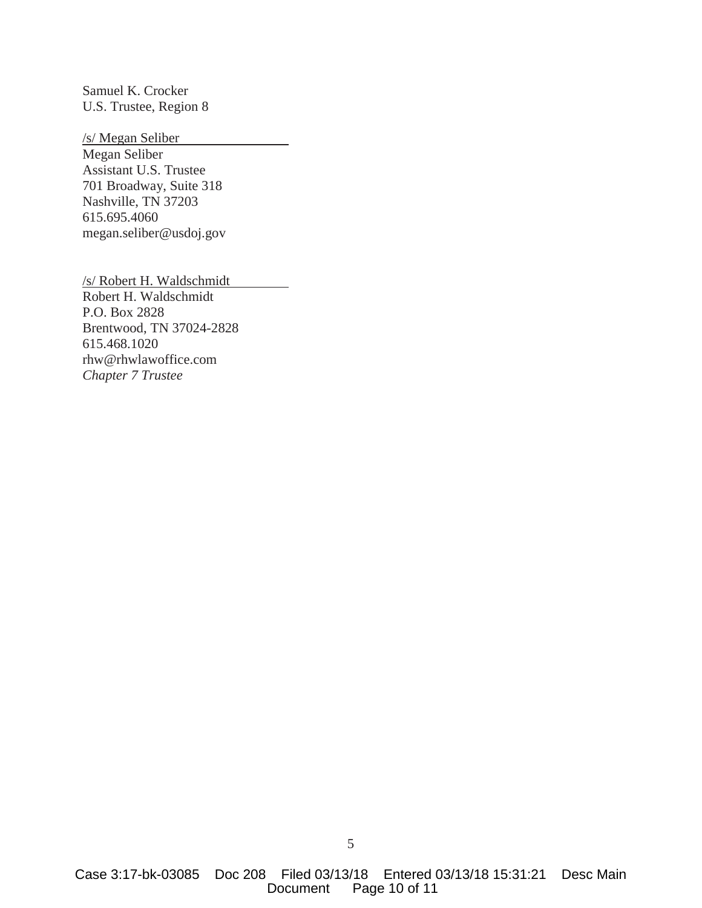Samuel K. Crocker
U.S. Trustee, Region 8

/s/ Megan Seliber
Megan Seliber
Assistant U.S. Trustee
701 Broadway, Suite 318
Nashville, TN 37203
615.695.4060
megan.seliber@usdoj.gov

/s/ Robert H. Waldschmidt
Robert H. Waldschmidt
P.O. Box 2828
Brentwood, TN 37024-2828
615.468.1020
rhw@rhwlawoffice.com
*Chapter 7 Trustee*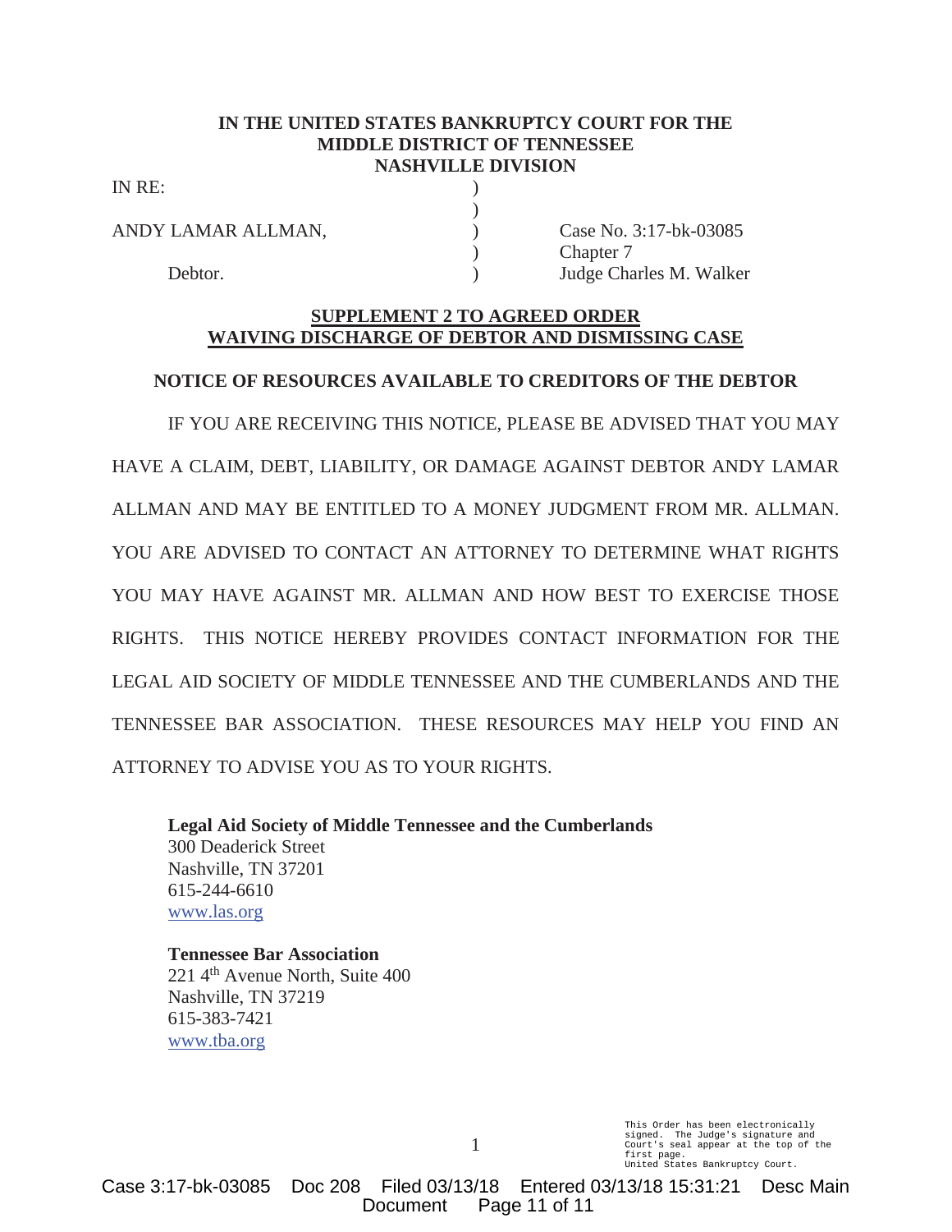**IN THE UNITED STATES BANKRUPTCY COURT FOR THE MIDDLE DISTRICT OF TENNESSEE NASHVILLE DIVISION**

| | | |
|---|---|---|
| IN RE: | ) | |
| | ) | |
| ANDY LAMAR ALLMAN, | ) | Case No. 3:17-bk-03085 |
| | ) | Chapter 7 |
| Debtor. | ) | Judge Charles M. Walker |

**SUPPLEMENT 2 TO AGREED ORDER WAIVING DISCHARGE OF DEBTOR AND DISMISSING CASE**

**NOTICE OF RESOURCES AVAILABLE TO CREDITORS OF THE DEBTOR**

IF YOU ARE RECEIVING THIS NOTICE, PLEASE BE ADVISED THAT YOU MAY HAVE A CLAIM, DEBT, LIABILITY, OR DAMAGE AGAINST DEBTOR ANDY LAMAR ALLMAN AND MAY BE ENTITLED TO A MONEY JUDGMENT FROM MR. ALLMAN. YOU ARE ADVISED TO CONTACT AN ATTORNEY TO DETERMINE WHAT RIGHTS YOU MAY HAVE AGAINST MR. ALLMAN AND HOW BEST TO EXERCISE THOSE RIGHTS. THIS NOTICE HEREBY PROVIDES CONTACT INFORMATION FOR THE LEGAL AID SOCIETY OF MIDDLE TENNESSEE AND THE CUMBERLANDS AND THE TENNESSEE BAR ASSOCIATION. THESE RESOURCES MAY HELP YOU FIND AN ATTORNEY TO ADVISE YOU AS TO YOUR RIGHTS.

**Legal Aid Society of Middle Tennessee and the Cumberlands**
300 Deaderick Street
Nashville, TN 37201
615-244-6610
www.las.org

**Tennessee Bar Association**
221 4th Avenue North, Suite 400
Nashville, TN 37219
615-383-7421
www.tba.org

This Order has been electronically signed. The Judge's signature and Court's seal appear at the top of the first page.
United States Bankruptcy Court.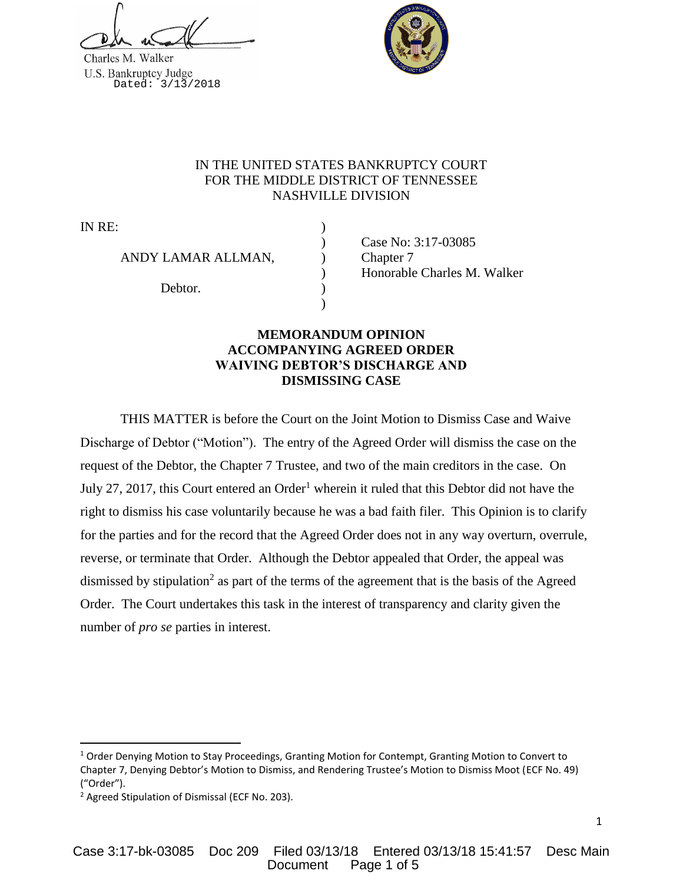Charles M. Walker
U.S. Bankruptcy Judge
Dated: 3/13/2018

IN THE UNITED STATES BANKRUPTCY COURT
FOR THE MIDDLE DISTRICT OF TENNESSEE
NASHVILLE DIVISION

| | | |
|---|---|---|
| IN RE: | ) | |
| | ) | Case No: 3:17-03085 |
| ANDY LAMAR ALLMAN, | ) | Chapter 7 |
| | ) | Honorable Charles M. Walker |
| Debtor. | ) | |
| | ) | |

**MEMORANDUM OPINION ACCOMPANYING AGREED ORDER WAIVING DEBTOR'S DISCHARGE AND DISMISSING CASE**

THIS MATTER is before the Court on the Joint Motion to Dismiss Case and Waive Discharge of Debtor ("Motion"). The entry of the Agreed Order will dismiss the case on the request of the Debtor, the Chapter 7 Trustee, and two of the main creditors in the case. On July 27, 2017, this Court entered an Order[1] wherein it ruled that this Debtor did not have the right to dismiss his case voluntarily because he was a bad faith filer. This Opinion is to clarify for the parties and for the record that the Agreed Order does not in any way overturn, overrule, reverse, or terminate that Order. Although the Debtor appealed that Order, the appeal was dismissed by stipulation[2] as part of the terms of the agreement that is the basis of the Agreed Order. The Court undertakes this task in the interest of transparency and clarity given the number of *pro se* parties in interest.

---

[1] Order Denying Motion to Stay Proceedings, Granting Motion for Contempt, Granting Motion to Convert to Chapter 7, Denying Debtor's Motion to Dismiss, and Rendering Trustee's Motion to Dismiss Moot (ECF No. 49) ("Order").

[2] Agreed Stipulation of Dismissal (ECF No. 203).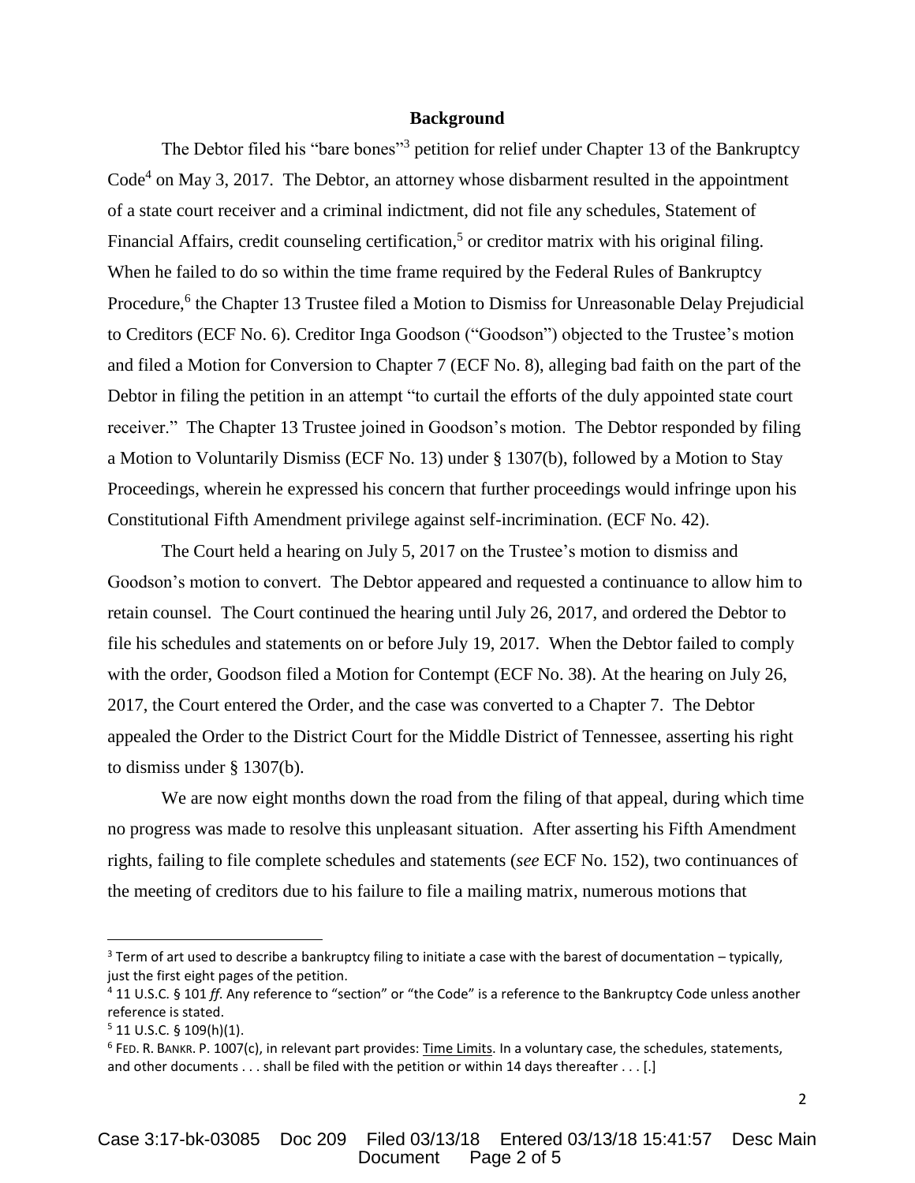## Background

The Debtor filed his "bare bones"[3] petition for relief under Chapter 13 of the Bankruptcy Code[4] on May 3, 2017. The Debtor, an attorney whose disbarment resulted in the appointment of a state court receiver and a criminal indictment, did not file any schedules, Statement of Financial Affairs, credit counseling certification,[5] or creditor matrix with his original filing. When he failed to do so within the time frame required by the Federal Rules of Bankruptcy Procedure,[6] the Chapter 13 Trustee filed a Motion to Dismiss for Unreasonable Delay Prejudicial to Creditors (ECF No. 6). Creditor Inga Goodson ("Goodson") objected to the Trustee's motion and filed a Motion for Conversion to Chapter 7 (ECF No. 8), alleging bad faith on the part of the Debtor in filing the petition in an attempt "to curtail the efforts of the duly appointed state court receiver." The Chapter 13 Trustee joined in Goodson's motion. The Debtor responded by filing a Motion to Voluntarily Dismiss (ECF No. 13) under § 1307(b), followed by a Motion to Stay Proceedings, wherein he expressed his concern that further proceedings would infringe upon his Constitutional Fifth Amendment privilege against self-incrimination. (ECF No. 42).

The Court held a hearing on July 5, 2017 on the Trustee's motion to dismiss and Goodson's motion to convert. The Debtor appeared and requested a continuance to allow him to retain counsel. The Court continued the hearing until July 26, 2017, and ordered the Debtor to file his schedules and statements on or before July 19, 2017. When the Debtor failed to comply with the order, Goodson filed a Motion for Contempt (ECF No. 38). At the hearing on July 26, 2017, the Court entered the Order, and the case was converted to a Chapter 7. The Debtor appealed the Order to the District Court for the Middle District of Tennessee, asserting his right to dismiss under § 1307(b).

We are now eight months down the road from the filing of that appeal, during which time no progress was made to resolve this unpleasant situation. After asserting his Fifth Amendment rights, failing to file complete schedules and statements (*see* ECF No. 152), two continuances of the meeting of creditors due to his failure to file a mailing matrix, numerous motions that

---

[3] Term of art used to describe a bankruptcy filing to initiate a case with the barest of documentation – typically, just the first eight pages of the petition.

[4] 11 U.S.C. § 101 *ff*. Any reference to "section" or "the Code" is a reference to the Bankruptcy Code unless another reference is stated.

[5] 11 U.S.C. § 109(h)(1).

[6] FED. R. BANKR. P. 1007(c), in relevant part provides: Time Limits. In a voluntary case, the schedules, statements, and other documents . . . shall be filed with the petition or within 14 days thereafter . . . [.]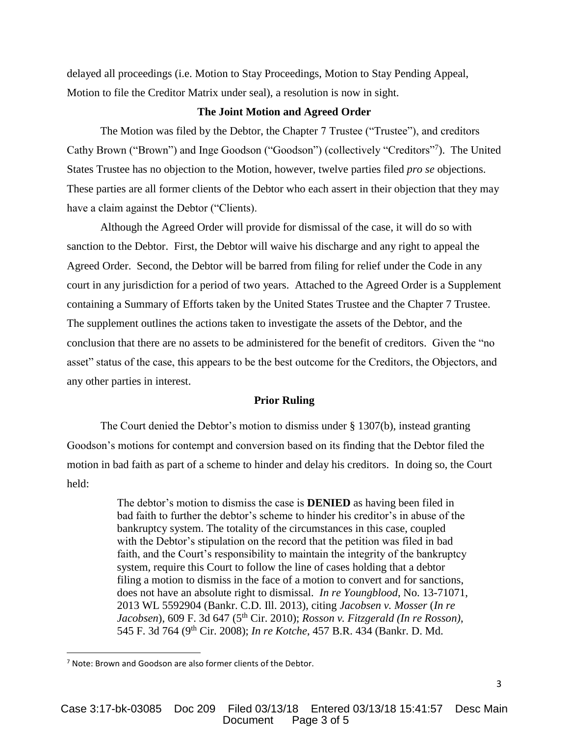delayed all proceedings (i.e. Motion to Stay Proceedings, Motion to Stay Pending Appeal, Motion to file the Creditor Matrix under seal), a resolution is now in sight.

**The Joint Motion and Agreed Order**

The Motion was filed by the Debtor, the Chapter 7 Trustee ("Trustee"), and creditors Cathy Brown ("Brown") and Inge Goodson ("Goodson") (collectively "Creditors"[7]). The United States Trustee has no objection to the Motion, however, twelve parties filed *pro se* objections. These parties are all former clients of the Debtor who each assert in their objection that they may have a claim against the Debtor ("Clients).

Although the Agreed Order will provide for dismissal of the case, it will do so with sanction to the Debtor. First, the Debtor will waive his discharge and any right to appeal the Agreed Order. Second, the Debtor will be barred from filing for relief under the Code in any court in any jurisdiction for a period of two years. Attached to the Agreed Order is a Supplement containing a Summary of Efforts taken by the United States Trustee and the Chapter 7 Trustee. The supplement outlines the actions taken to investigate the assets of the Debtor, and the conclusion that there are no assets to be administered for the benefit of creditors. Given the "no asset" status of the case, this appears to be the best outcome for the Creditors, the Objectors, and any other parties in interest.

**Prior Ruling**

The Court denied the Debtor's motion to dismiss under § 1307(b), instead granting Goodson's motions for contempt and conversion based on its finding that the Debtor filed the motion in bad faith as part of a scheme to hinder and delay his creditors. In doing so, the Court held:

> The debtor's motion to dismiss the case is **DENIED** as having been filed in bad faith to further the debtor's scheme to hinder his creditor's in abuse of the bankruptcy system. The totality of the circumstances in this case, coupled with the Debtor's stipulation on the record that the petition was filed in bad faith, and the Court's responsibility to maintain the integrity of the bankruptcy system, require this Court to follow the line of cases holding that a debtor filing a motion to dismiss in the face of a motion to convert and for sanctions, does not have an absolute right to dismissal. *In re Youngblood*, No. 13-71071, 2013 WL 5592904 (Bankr. C.D. Ill. 2013), citing *Jacobsen v. Mosser* (*In re Jacobsen*), 609 F. 3d 647 (5th Cir. 2010); *Rosson v. Fitzgerald (In re Rosson)*, 545 F. 3d 764 (9th Cir. 2008); *In re Kotche*, 457 B.R. 434 (Bankr. D. Md.

[7] Note: Brown and Goodson are also former clients of the Debtor.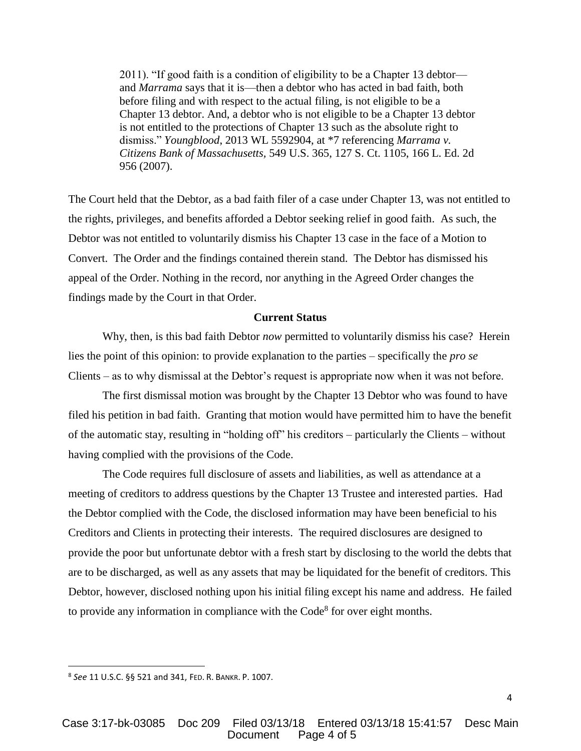> 2011). "If good faith is a condition of eligibility to be a Chapter 13 debtor—and *Marrama* says that it is—then a debtor who has acted in bad faith, both before filing and with respect to the actual filing, is not eligible to be a Chapter 13 debtor. And, a debtor who is not eligible to be a Chapter 13 debtor is not entitled to the protections of Chapter 13 such as the absolute right to dismiss." *Youngblood*, 2013 WL 5592904, at *7 referencing *Marrama v. Citizens Bank of Massachusetts,* 549 U.S. 365, 127 S. Ct. 1105, 166 L. Ed. 2d 956 (2007).

The Court held that the Debtor, as a bad faith filer of a case under Chapter 13, was not entitled to the rights, privileges, and benefits afforded a Debtor seeking relief in good faith. As such, the Debtor was not entitled to voluntarily dismiss his Chapter 13 case in the face of a Motion to Convert. The Order and the findings contained therein stand. The Debtor has dismissed his appeal of the Order. Nothing in the record, nor anything in the Agreed Order changes the findings made by the Court in that Order.

**Current Status**

Why, then, is this bad faith Debtor *now* permitted to voluntarily dismiss his case? Herein lies the point of this opinion: to provide explanation to the parties – specifically the *pro se* Clients – as to why dismissal at the Debtor's request is appropriate now when it was not before.

The first dismissal motion was brought by the Chapter 13 Debtor who was found to have filed his petition in bad faith. Granting that motion would have permitted him to have the benefit of the automatic stay, resulting in "holding off" his creditors – particularly the Clients – without having complied with the provisions of the Code.

The Code requires full disclosure of assets and liabilities, as well as attendance at a meeting of creditors to address questions by the Chapter 13 Trustee and interested parties. Had the Debtor complied with the Code, the disclosed information may have been beneficial to his Creditors and Clients in protecting their interests. The required disclosures are designed to provide the poor but unfortunate debtor with a fresh start by disclosing to the world the debts that are to be discharged, as well as any assets that may be liquidated for the benefit of creditors. This Debtor, however, disclosed nothing upon his initial filing except his name and address. He failed to provide any information in compliance with the Code[8] for over eight months.

---

[8] *See* 11 U.S.C. §§ 521 and 341, FED. R. BANKR. P. 1007.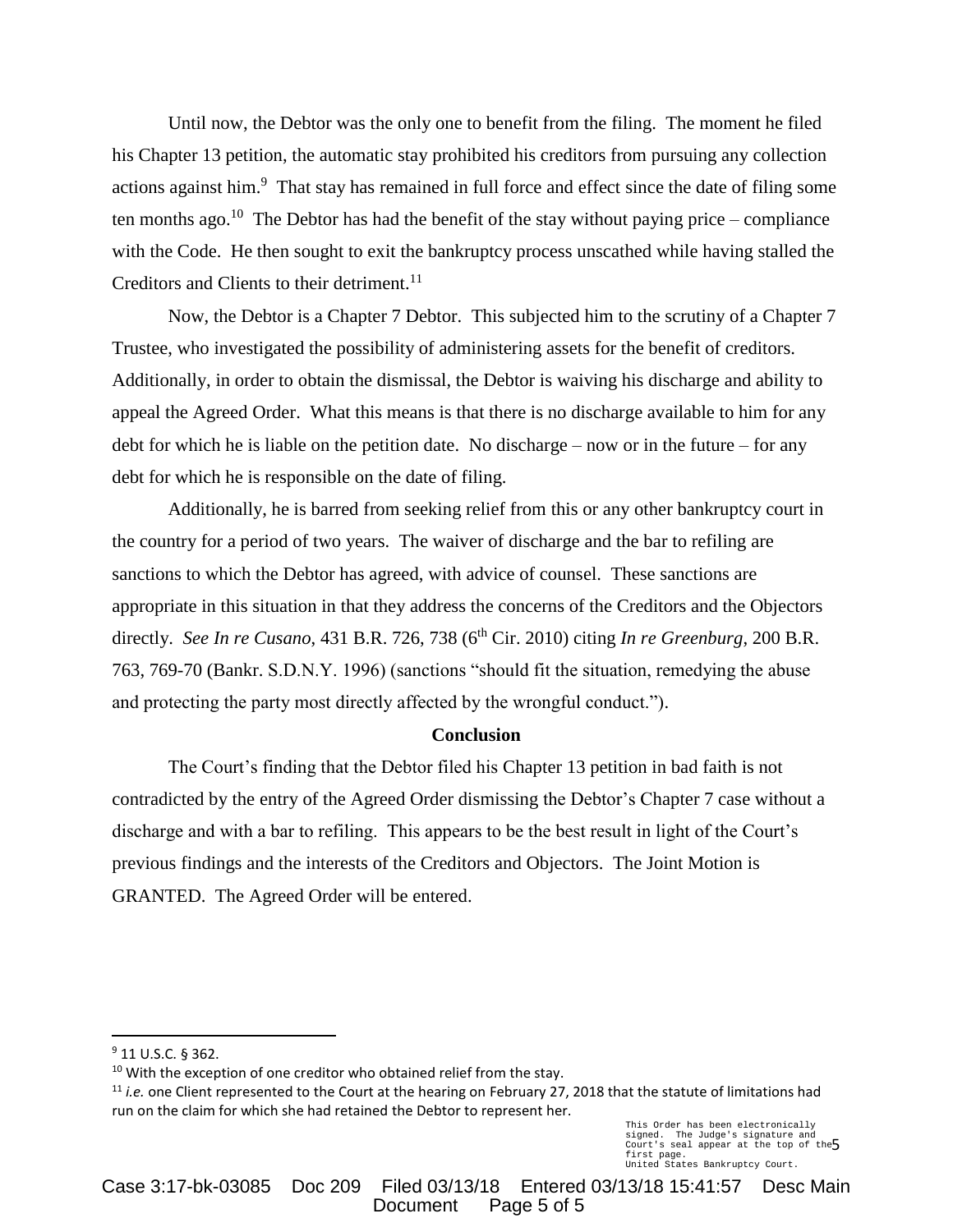Until now, the Debtor was the only one to benefit from the filing. The moment he filed his Chapter 13 petition, the automatic stay prohibited his creditors from pursuing any collection actions against him.[9] That stay has remained in full force and effect since the date of filing some ten months ago.[10] The Debtor has had the benefit of the stay without paying price – compliance with the Code. He then sought to exit the bankruptcy process unscathed while having stalled the Creditors and Clients to their detriment.[11]

Now, the Debtor is a Chapter 7 Debtor. This subjected him to the scrutiny of a Chapter 7 Trustee, who investigated the possibility of administering assets for the benefit of creditors. Additionally, in order to obtain the dismissal, the Debtor is waiving his discharge and ability to appeal the Agreed Order. What this means is that there is no discharge available to him for any debt for which he is liable on the petition date. No discharge – now or in the future – for any debt for which he is responsible on the date of filing.

Additionally, he is barred from seeking relief from this or any other bankruptcy court in the country for a period of two years. The waiver of discharge and the bar to refiling are sanctions to which the Debtor has agreed, with advice of counsel. These sanctions are appropriate in this situation in that they address the concerns of the Creditors and the Objectors directly. *See In re Cusano*, 431 B.R. 726, 738 (6th Cir. 2010) citing *In re Greenburg*, 200 B.R. 763, 769-70 (Bankr. S.D.N.Y. 1996) (sanctions "should fit the situation, remedying the abuse and protecting the party most directly affected by the wrongful conduct.").

## Conclusion

The Court's finding that the Debtor filed his Chapter 13 petition in bad faith is not contradicted by the entry of the Agreed Order dismissing the Debtor's Chapter 7 case without a discharge and with a bar to refiling. This appears to be the best result in light of the Court's previous findings and the interests of the Creditors and Objectors. The Joint Motion is GRANTED. The Agreed Order will be entered.

---

[9] 11 U.S.C. § 362.

[10] With the exception of one creditor who obtained relief from the stay.

[11] *i.e.* one Client represented to the Court at the hearing on February 27, 2018 that the statute of limitations had run on the claim for which she had retained the Debtor to represent her.

This Order has been electronically signed. The Judge's signature and Court's seal appear at the top of the first page. United States Bankruptcy Court.